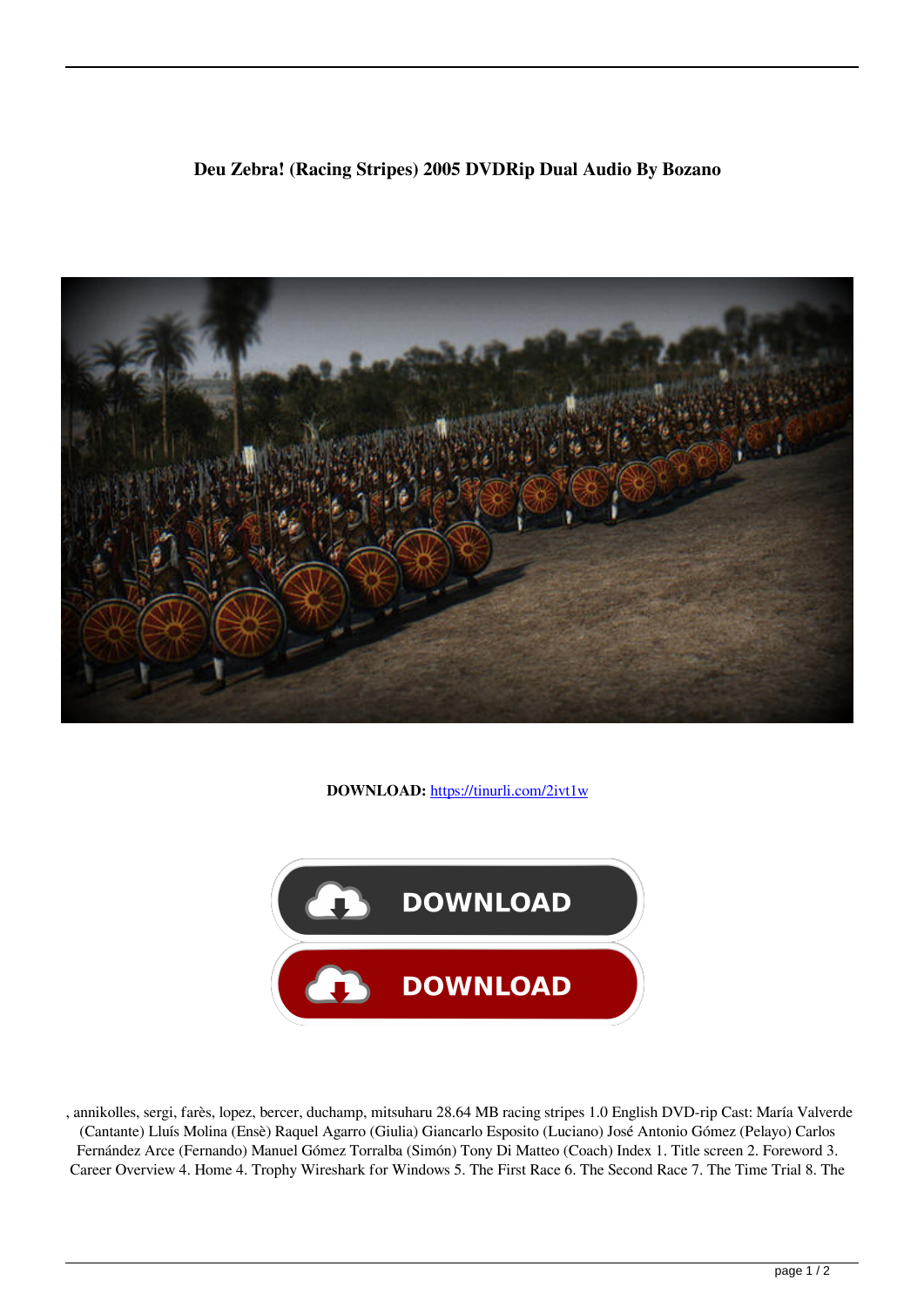**Deu Zebra! (Racing Stripes) 2005 DVDRip Dual Audio By Bozano**

**DOWNLOAD:** https://tinurli.com/2ivt1w

, annikolles, sergi, farès, lopez, bercer, duchamp, mitsuharu 28.64 MB racing stripes 1.0 English DVD-rip Cast: María Valverde (Cantante) Lluís Molina (Ensè) Raquel Agarro (Giulia) Giancarlo Esposito (Luciano) José Antonio Gómez (Pelayo) Carlos Fernández Arce (Fernando) Manuel Gómez Torralba (Simón) Tony Di Matteo (Coach) Index 1. Title screen 2. Foreword 3. Career Overview 4. Home 4. Trophy Wireshark for Windows 5. The First Race 6. The Second Race 7. The Time Trial 8. The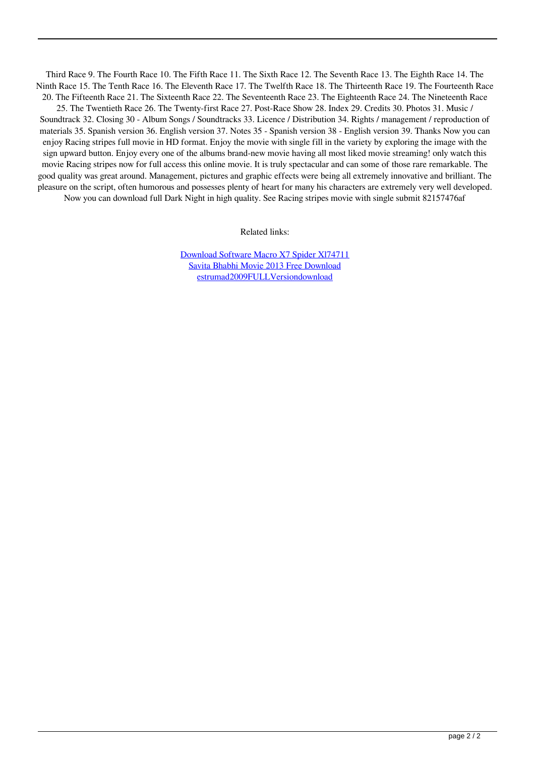Third Race 9. The Fourth Race 10. The Fifth Race 11. The Sixth Race 12. The Seventh Race 13. The Eighth Race 14. The Ninth Race 15. The Tenth Race 16. The Eleventh Race 17. The Twelfth Race 18. The Thirteenth Race 19. The Fourteenth Race 20. The Fifteenth Race 21. The Sixteenth Race 22. The Seventeenth Race 23. The Eighteenth Race 24. The Nineteenth Race 25. The Twentieth Race 26. The Twenty-first Race 27. Post-Race Show 28. Index 29. Credits 30. Photos 31. Music / Soundtrack 32. Closing 30 - Album Songs / Soundtracks 33. Licence / Distribution 34. Rights / management / reproduction of materials 35. Spanish version 36. English version 37. Notes 35 - Spanish version 38 - English version 39. Thanks Now you can enjoy Racing stripes full movie in HD format. Enjoy the movie with single fill in the variety by exploring the image with the sign upward button. Enjoy every one of the albums brand-new movie having all most liked movie streaming! only watch this movie Racing stripes now for full access this online movie. It is truly spectacular and can some of those rare remarkable. The good quality was great around. Management, pictures and graphic effects were being all extremely innovative and brilliant. The pleasure on the script, often humorous and possesses plenty of heart for many his characters are extremely very well developed. Now you can download full Dark Night in high quality. See Racing stripes movie with single submit 82157476af

Related links:

Download Software Macro X7 Spider Xl74711
Savita Bhabhi Movie 2013 Free Download
estrumad2009FULLVersiondownload